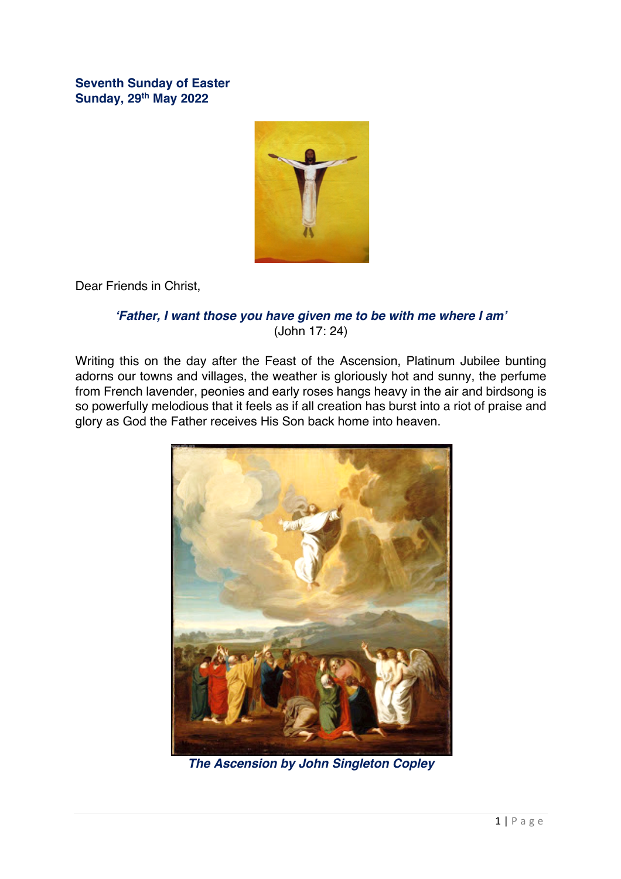**Seventh Sunday of Easter**
**Sunday, 29th May 2022**

Dear Friends in Christ,

***'Father, I want those you have given me to be with me where I am'***
(John 17: 24)

Writing this on the day after the Feast of the Ascension, Platinum Jubilee bunting adorns our towns and villages, the weather is gloriously hot and sunny, the perfume from French lavender, peonies and early roses hangs heavy in the air and birdsong is so powerfully melodious that it feels as if all creation has burst into a riot of praise and glory as God the Father receives His Son back home into heaven.

***The Ascension by John Singleton Copley***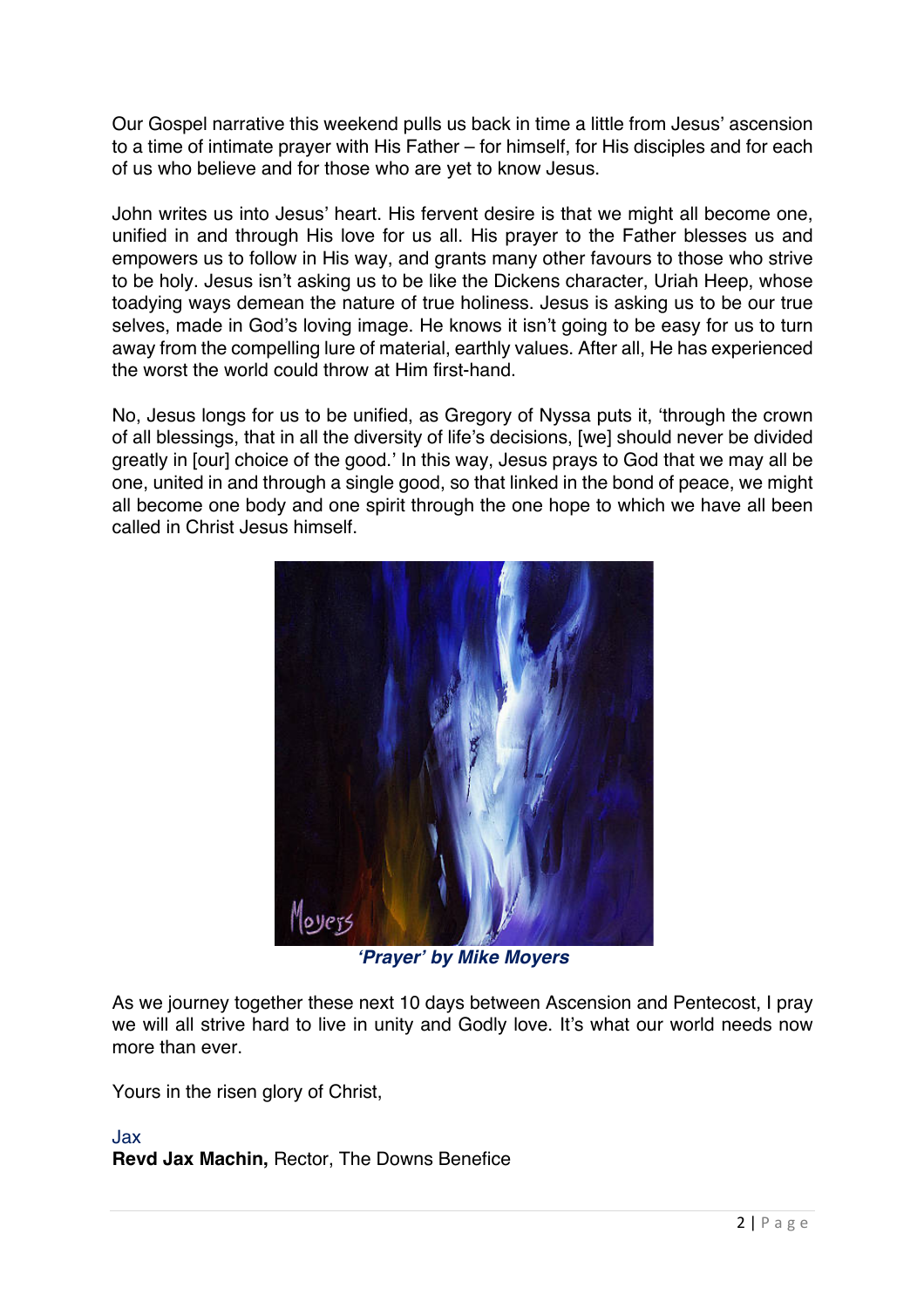Our Gospel narrative this weekend pulls us back in time a little from Jesus' ascension to a time of intimate prayer with His Father – for himself, for His disciples and for each of us who believe and for those who are yet to know Jesus.

John writes us into Jesus' heart. His fervent desire is that we might all become one, unified in and through His love for us all. His prayer to the Father blesses us and empowers us to follow in His way, and grants many other favours to those who strive to be holy. Jesus isn't asking us to be like the Dickens character, Uriah Heep, whose toadying ways demean the nature of true holiness. Jesus is asking us to be our true selves, made in God's loving image. He knows it isn't going to be easy for us to turn away from the compelling lure of material, earthly values. After all, He has experienced the worst the world could throw at Him first-hand.

No, Jesus longs for us to be unified, as Gregory of Nyssa puts it, 'through the crown of all blessings, that in all the diversity of life's decisions, [we] should never be divided greatly in [our] choice of the good.' In this way, Jesus prays to God that we may all be one, united in and through a single good, so that linked in the bond of peace, we might all become one body and one spirit through the one hope to which we have all been called in Christ Jesus himself.

***'Prayer' by Mike Moyers***

As we journey together these next 10 days between Ascension and Pentecost, I pray we will all strive hard to live in unity and Godly love. It's what our world needs now more than ever.

Yours in the risen glory of Christ,

Jax
**Revd Jax Machin,** Rector, The Downs Benefice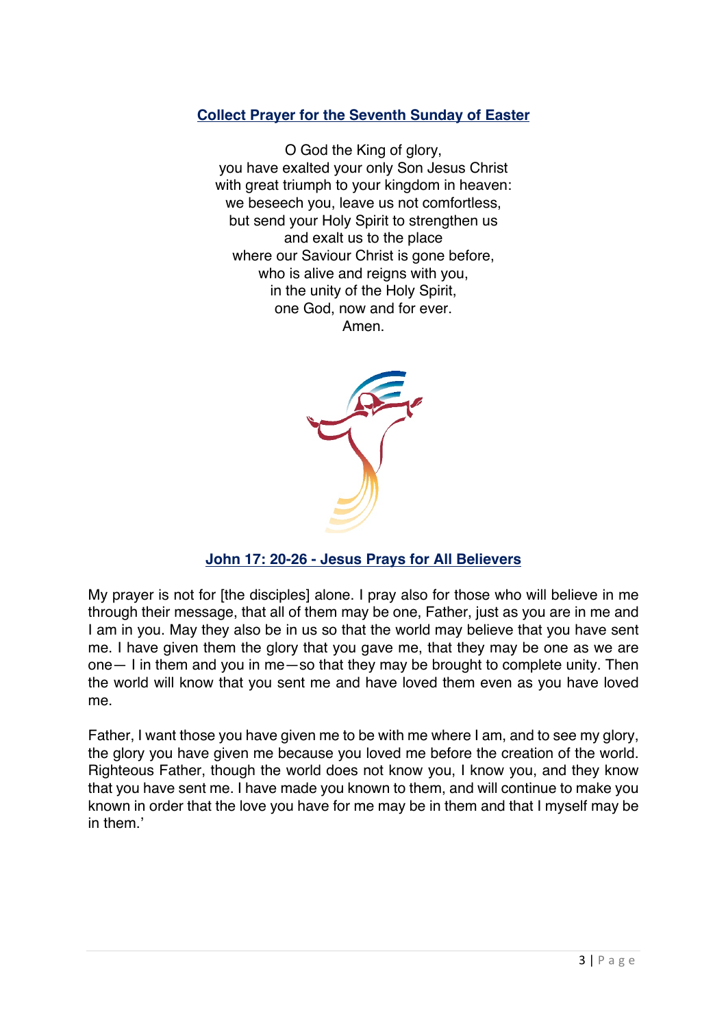## Collect Prayer for the Seventh Sunday of Easter

O God the King of glory,
you have exalted your only Son Jesus Christ
with great triumph to your kingdom in heaven:
we beseech you, leave us not comfortless,
but send your Holy Spirit to strengthen us
and exalt us to the place
where our Saviour Christ is gone before,
who is alive and reigns with you,
in the unity of the Holy Spirit,
one God, now and for ever.
Amen.

## John 17: 20-26 - Jesus Prays for All Believers

My prayer is not for [the disciples] alone. I pray also for those who will believe in me through their message, that all of them may be one, Father, just as you are in me and I am in you. May they also be in us so that the world may believe that you have sent me. I have given them the glory that you gave me, that they may be one as we are one— I in them and you in me—so that they may be brought to complete unity. Then the world will know that you sent me and have loved them even as you have loved me.

Father, I want those you have given me to be with me where I am, and to see my glory, the glory you have given me because you loved me before the creation of the world. Righteous Father, though the world does not know you, I know you, and they know that you have sent me. I have made you known to them, and will continue to make you known in order that the love you have for me may be in them and that I myself may be in them.'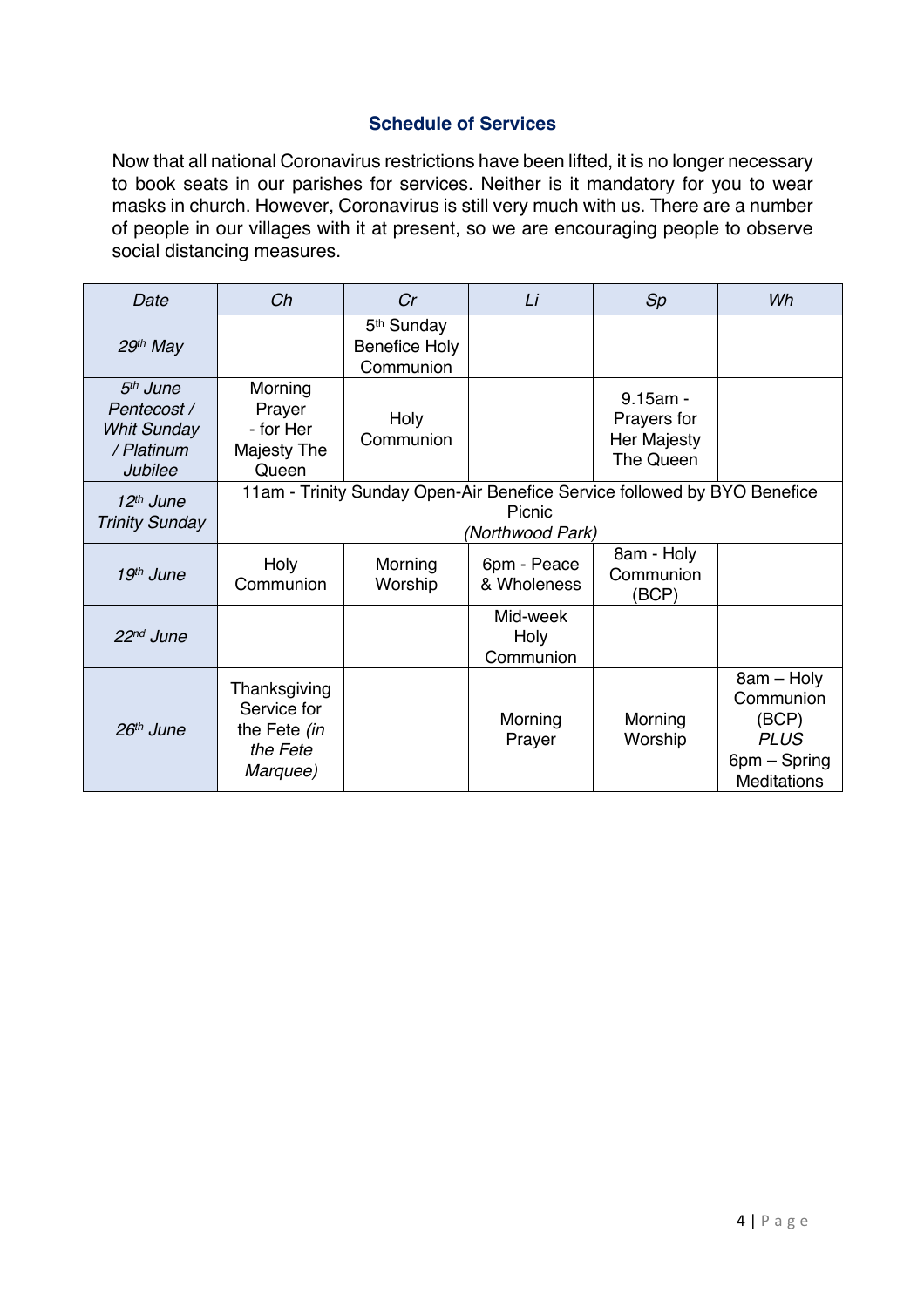### Schedule of Services

Now that all national Coronavirus restrictions have been lifted, it is no longer necessary to book seats in our parishes for services. Neither is it mandatory for you to wear masks in church. However, Coronavirus is still very much with us. There are a number of people in our villages with it at present, so we are encouraging people to observe social distancing measures.

| *Date* | *Ch* | *Cr* | *Li* | *Sp* | *Wh* |
|---|---|---|---|---|---|
| *29th May* | | 5th Sunday Benefice Holy Communion | | | |
| *5th June Pentecost / Whit Sunday / Platinum Jubilee* | Morning Prayer - for Her Majesty The Queen | Holy Communion | | 9.15am - Prayers for Her Majesty The Queen | |
| *12th June Trinity Sunday* | 11am - Trinity Sunday Open-Air Benefice Service followed by BYO Benefice Picnic *(Northwood Park)* | | | | |
| *19th June* | Holy Communion | Morning Worship | 6pm - Peace & Wholeness | 8am - Holy Communion (BCP) | |
| *22nd June* | | | Mid-week Holy Communion | | |
| *26th June* | Thanksgiving Service for the Fete *(in the Fete Marquee)* | | Morning Prayer | Morning Worship | 8am – Holy Communion (BCP) *PLUS* 6pm – Spring Meditations |